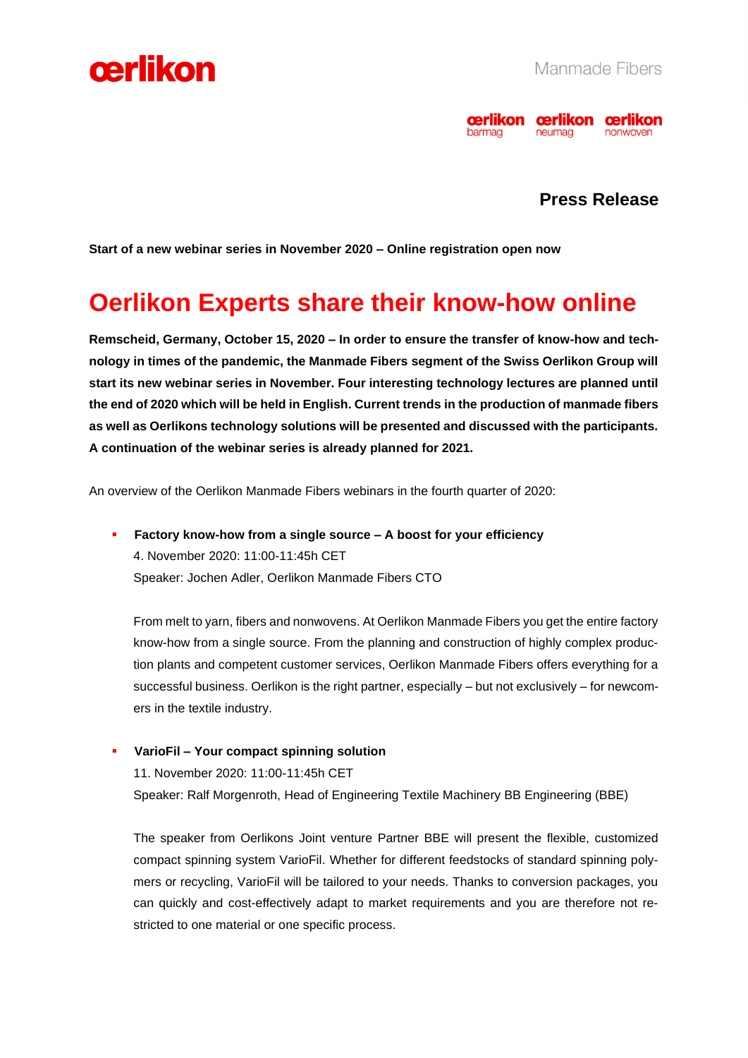Manmade Fibers

**Press Release**

**Start of a new webinar series in November 2020 – Online registration open now**

# Oerlikon Experts share their know-how online

**Remscheid, Germany, October 15, 2020 – In order to ensure the transfer of know-how and technology in times of the pandemic, the Manmade Fibers segment of the Swiss Oerlikon Group will start its new webinar series in November. Four interesting technology lectures are planned until the end of 2020 which will be held in English. Current trends in the production of manmade fibers as well as Oerlikons technology solutions will be presented and discussed with the participants. A continuation of the webinar series is already planned for 2021.**

An overview of the Oerlikon Manmade Fibers webinars in the fourth quarter of 2020:

- **Factory know-how from a single source – A boost for your efficiency**
  4. November 2020: 11:00-11:45h CET
  Speaker: Jochen Adler, Oerlikon Manmade Fibers CTO

  From melt to yarn, fibers and nonwovens. At Oerlikon Manmade Fibers you get the entire factory know-how from a single source. From the planning and construction of highly complex production plants and competent customer services, Oerlikon Manmade Fibers offers everything for a successful business. Oerlikon is the right partner, especially – but not exclusively – for newcomers in the textile industry.

- **VarioFil – Your compact spinning solution**
  11. November 2020: 11:00-11:45h CET
  Speaker: Ralf Morgenroth, Head of Engineering Textile Machinery BB Engineering (BBE)

  The speaker from Oerlikons Joint venture Partner BBE will present the flexible, customized compact spinning system VarioFil. Whether for different feedstocks of standard spinning polymers or recycling, VarioFil will be tailored to your needs. Thanks to conversion packages, you can quickly and cost-effectively adapt to market requirements and you are therefore not restricted to one material or one specific process.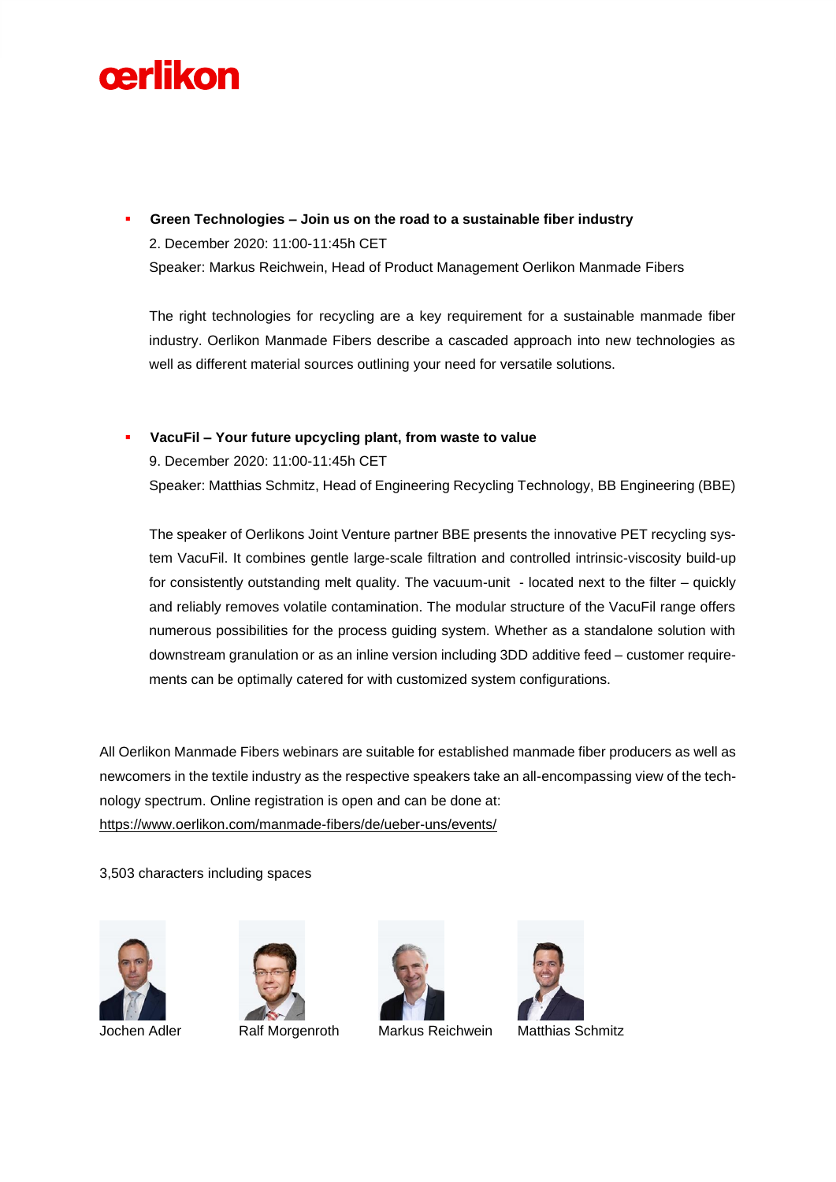- **Green Technologies – Join us on the road to a sustainable fiber industry**
  2. December 2020: 11:00-11:45h CET
  Speaker: Markus Reichwein, Head of Product Management Oerlikon Manmade Fibers

  The right technologies for recycling are a key requirement for a sustainable manmade fiber industry. Oerlikon Manmade Fibers describe a cascaded approach into new technologies as well as different material sources outlining your need for versatile solutions.

- **VacuFil – Your future upcycling plant, from waste to value**
  9. December 2020: 11:00-11:45h CET
  Speaker: Matthias Schmitz, Head of Engineering Recycling Technology, BB Engineering (BBE)

  The speaker of Oerlikons Joint Venture partner BBE presents the innovative PET recycling system VacuFil. It combines gentle large-scale filtration and controlled intrinsic-viscosity build-up for consistently outstanding melt quality. The vacuum-unit - located next to the filter – quickly and reliably removes volatile contamination. The modular structure of the VacuFil range offers numerous possibilities for the process guiding system. Whether as a standalone solution with downstream granulation or as an inline version including 3DD additive feed – customer requirements can be optimally catered for with customized system configurations.

All Oerlikon Manmade Fibers webinars are suitable for established manmade fiber producers as well as newcomers in the textile industry as the respective speakers take an all-encompassing view of the technology spectrum. Online registration is open and can be done at:
https://www.oerlikon.com/manmade-fibers/de/ueber-uns/events/

3,503 characters including spaces

Jochen Adler    Ralf Morgenroth    Markus Reichwein    Matthias Schmitz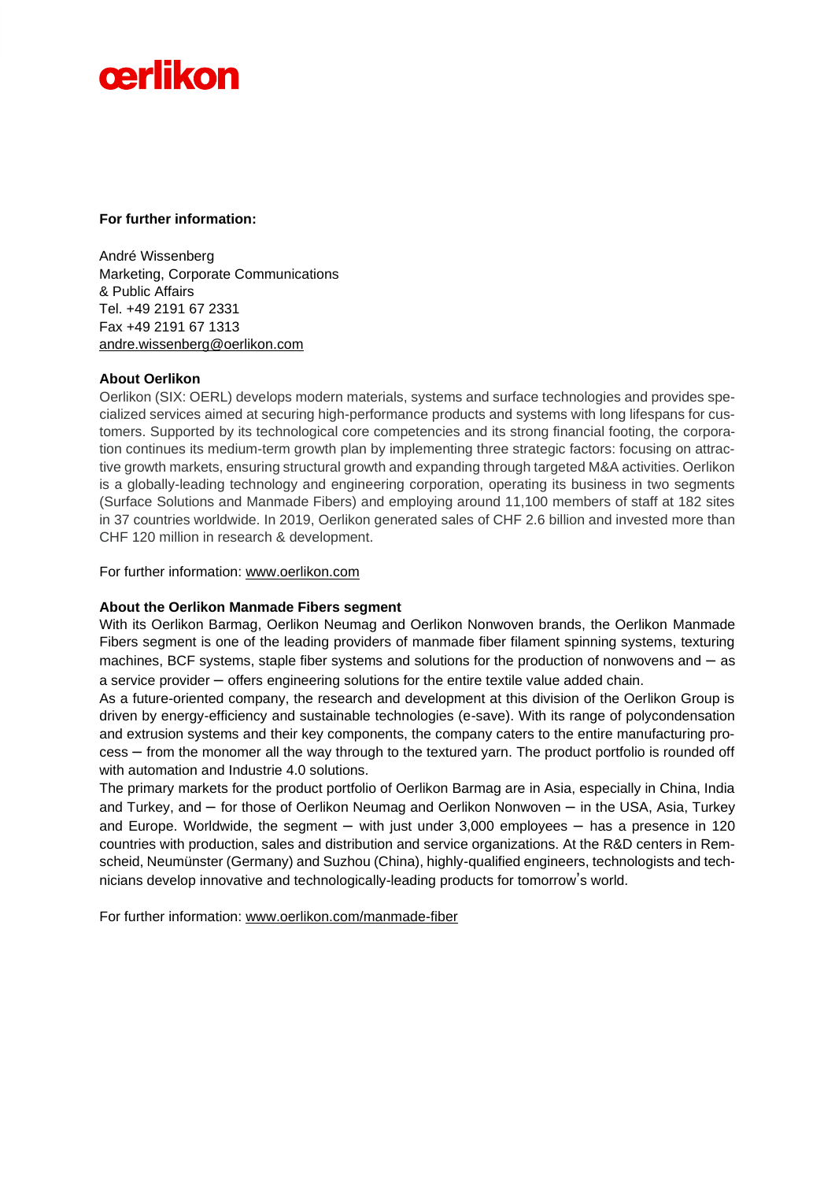**For further information:**

André Wissenberg
Marketing, Corporate Communications
& Public Affairs
Tel. +49 2191 67 2331
Fax +49 2191 67 1313
andre.wissenberg@oerlikon.com

**About Oerlikon**

Oerlikon (SIX: OERL) develops modern materials, systems and surface technologies and provides specialized services aimed at securing high-performance products and systems with long lifespans for customers. Supported by its technological core competencies and its strong financial footing, the corporation continues its medium-term growth plan by implementing three strategic factors: focusing on attractive growth markets, ensuring structural growth and expanding through targeted M&A activities. Oerlikon is a globally-leading technology and engineering corporation, operating its business in two segments (Surface Solutions and Manmade Fibers) and employing around 11,100 members of staff at 182 sites in 37 countries worldwide. In 2019, Oerlikon generated sales of CHF 2.6 billion and invested more than CHF 120 million in research & development.

For further information: www.oerlikon.com

**About the Oerlikon Manmade Fibers segment**

With its Oerlikon Barmag, Oerlikon Neumag and Oerlikon Nonwoven brands, the Oerlikon Manmade Fibers segment is one of the leading providers of manmade fiber filament spinning systems, texturing machines, BCF systems, staple fiber systems and solutions for the production of nonwovens and – as a service provider – offers engineering solutions for the entire textile value added chain.

As a future-oriented company, the research and development at this division of the Oerlikon Group is driven by energy-efficiency and sustainable technologies (e-save). With its range of polycondensation and extrusion systems and their key components, the company caters to the entire manufacturing process – from the monomer all the way through to the textured yarn. The product portfolio is rounded off with automation and Industrie 4.0 solutions.

The primary markets for the product portfolio of Oerlikon Barmag are in Asia, especially in China, India and Turkey, and – for those of Oerlikon Neumag and Oerlikon Nonwoven – in the USA, Asia, Turkey and Europe. Worldwide, the segment – with just under 3,000 employees – has a presence in 120 countries with production, sales and distribution and service organizations. At the R&D centers in Remscheid, Neumünster (Germany) and Suzhou (China), highly-qualified engineers, technologists and technicians develop innovative and technologically-leading products for tomorrow's world.

For further information: www.oerlikon.com/manmade-fiber